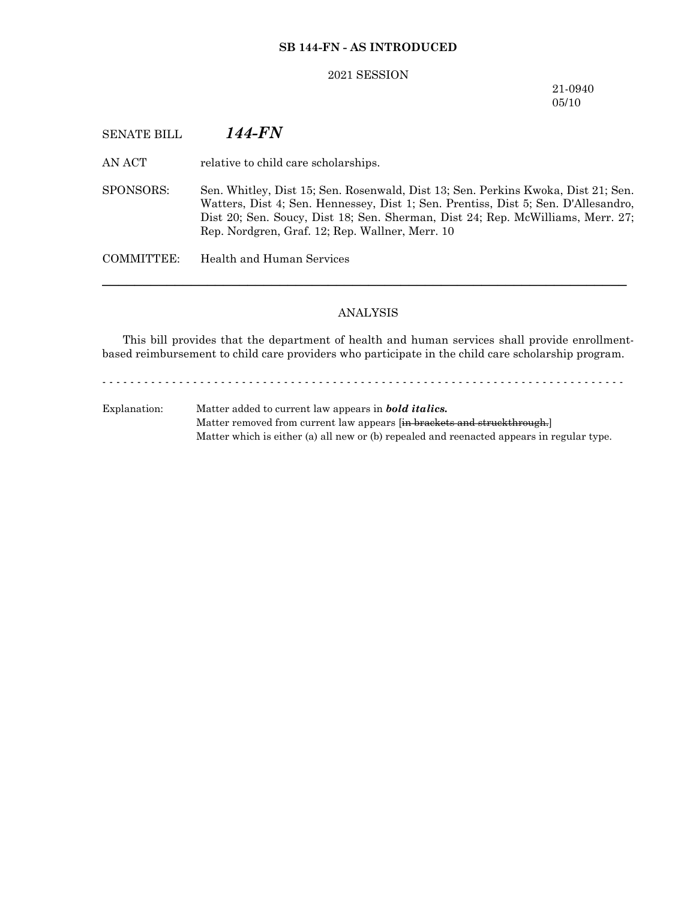**SB 144-FN - AS INTRODUCED**

2021 SESSION

21-0940
05/10

SENATE BILL ***144-FN***

AN ACT relative to child care scholarships.

SPONSORS: Sen. Whitley, Dist 15; Sen. Rosenwald, Dist 13; Sen. Perkins Kwoka, Dist 21; Sen. Watters, Dist 4; Sen. Hennessey, Dist 1; Sen. Prentiss, Dist 5; Sen. D'Allesandro, Dist 20; Sen. Soucy, Dist 18; Sen. Sherman, Dist 24; Rep. McWilliams, Merr. 27; Rep. Nordgren, Graf. 12; Rep. Wallner, Merr. 10

COMMITTEE: Health and Human Services

---

ANALYSIS

This bill provides that the department of health and human services shall provide enrollment-based reimbursement to child care providers who participate in the child care scholarship program.

- - - - - - - - - - - - - - - - - - - - - - - - - - - - - - - - - - - - - - - - - - - - - - - - - - - - - - - - - - - - - - - - - - - -

Explanation: Matter added to current law appears in ***bold italics.***
Matter removed from current law appears [~~in brackets and struckthrough.~~]
Matter which is either (a) all new or (b) repealed and reenacted appears in regular type.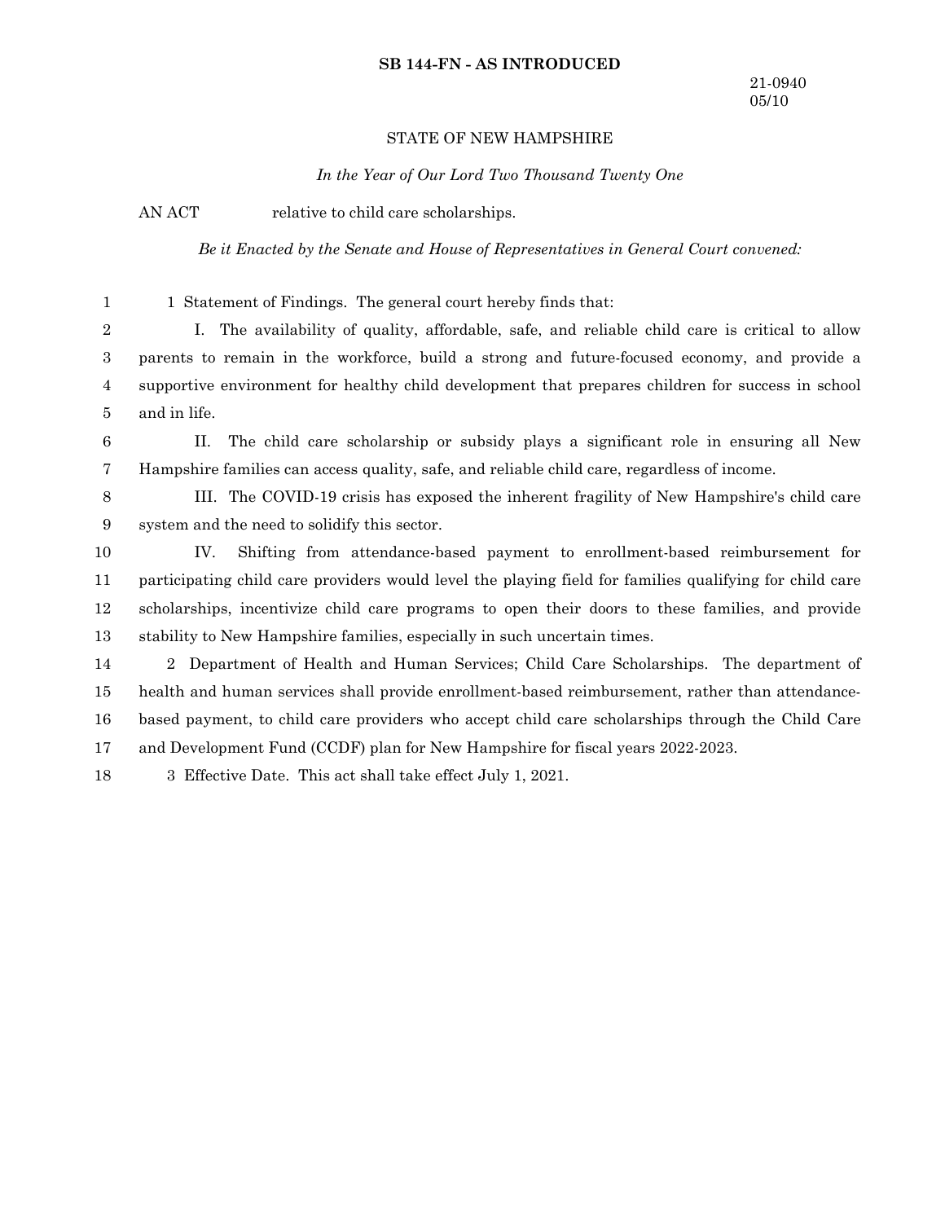**SB 144-FN - AS INTRODUCED**

21-0940
05/10

STATE OF NEW HAMPSHIRE

*In the Year of Our Lord Two Thousand Twenty One*

AN ACT relative to child care scholarships.

*Be it Enacted by the Senate and House of Representatives in General Court convened:*

1 Statement of Findings. The general court hereby finds that:

I. The availability of quality, affordable, safe, and reliable child care is critical to allow parents to remain in the workforce, build a strong and future-focused economy, and provide a supportive environment for healthy child development that prepares children for success in school and in life.

II. The child care scholarship or subsidy plays a significant role in ensuring all New Hampshire families can access quality, safe, and reliable child care, regardless of income.

III. The COVID-19 crisis has exposed the inherent fragility of New Hampshire's child care system and the need to solidify this sector.

IV. Shifting from attendance-based payment to enrollment-based reimbursement for participating child care providers would level the playing field for families qualifying for child care scholarships, incentivize child care programs to open their doors to these families, and provide stability to New Hampshire families, especially in such uncertain times.

2 Department of Health and Human Services; Child Care Scholarships. The department of health and human services shall provide enrollment-based reimbursement, rather than attendance-based payment, to child care providers who accept child care scholarships through the Child Care and Development Fund (CCDF) plan for New Hampshire for fiscal years 2022-2023.

3 Effective Date. This act shall take effect July 1, 2021.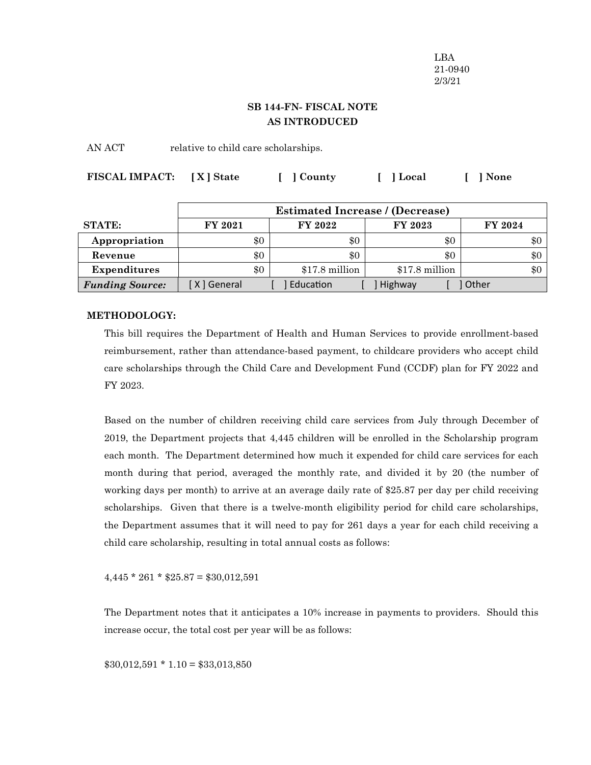LBA
21-0940
2/3/21

# SB 144-FN- FISCAL NOTE
## AS INTRODUCED

AN ACT relative to child care scholarships.

**FISCAL IMPACT:** [ X ] State [ ] County [ ] Local [ ] None

| | Estimated Increase / (Decrease) | | | |
|---|---|---|---|---|
| **STATE:** | **FY 2021** | **FY 2022** | **FY 2023** | **FY 2024** |
| **Appropriation** | $0 | $0 | $0 | $0 |
| **Revenue** | $0 | $0 | $0 | $0 |
| **Expenditures** | $0 | $17.8 million | $17.8 million | $0 |
| ***Funding Source:*** | [ X ] General | [ ] Education | [ ] Highway | [ ] Other |

**METHODOLOGY:**

This bill requires the Department of Health and Human Services to provide enrollment-based reimbursement, rather than attendance-based payment, to childcare providers who accept child care scholarships through the Child Care and Development Fund (CCDF) plan for FY 2022 and FY 2023.

Based on the number of children receiving child care services from July through December of 2019, the Department projects that 4,445 children will be enrolled in the Scholarship program each month. The Department determined how much it expended for child care services for each month during that period, averaged the monthly rate, and divided it by 20 (the number of working days per month) to arrive at an average daily rate of $25.87 per day per child receiving scholarships. Given that there is a twelve-month eligibility period for child care scholarships, the Department assumes that it will need to pay for 261 days a year for each child receiving a child care scholarship, resulting in total annual costs as follows:

4,445 * 261 * $25.87 = $30,012,591

The Department notes that it anticipates a 10% increase in payments to providers. Should this increase occur, the total cost per year will be as follows:

$30,012,591 * 1.10 = $33,013,850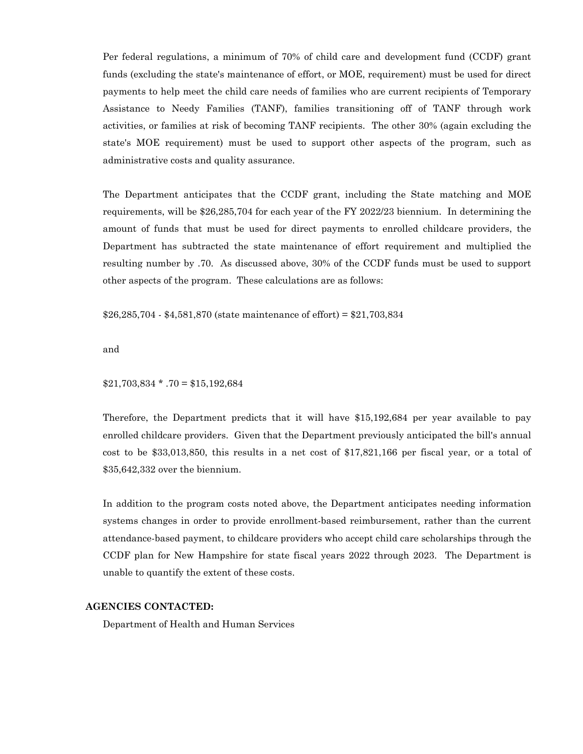Per federal regulations, a minimum of 70% of child care and development fund (CCDF) grant funds (excluding the state's maintenance of effort, or MOE, requirement) must be used for direct payments to help meet the child care needs of families who are current recipients of Temporary Assistance to Needy Families (TANF), families transitioning off of TANF through work activities, or families at risk of becoming TANF recipients. The other 30% (again excluding the state's MOE requirement) must be used to support other aspects of the program, such as administrative costs and quality assurance.

The Department anticipates that the CCDF grant, including the State matching and MOE requirements, will be $26,285,704 for each year of the FY 2022/23 biennium. In determining the amount of funds that must be used for direct payments to enrolled childcare providers, the Department has subtracted the state maintenance of effort requirement and multiplied the resulting number by .70. As discussed above, 30% of the CCDF funds must be used to support other aspects of the program. These calculations are as follows:

$26,285,704 - $4,581,870 (state maintenance of effort) = $21,703,834

and

$21,703,834 * .70 = $15,192,684

Therefore, the Department predicts that it will have $15,192,684 per year available to pay enrolled childcare providers. Given that the Department previously anticipated the bill's annual cost to be $33,013,850, this results in a net cost of $17,821,166 per fiscal year, or a total of $35,642,332 over the biennium.

In addition to the program costs noted above, the Department anticipates needing information systems changes in order to provide enrollment-based reimbursement, rather than the current attendance-based payment, to childcare providers who accept child care scholarships through the CCDF plan for New Hampshire for state fiscal years 2022 through 2023. The Department is unable to quantify the extent of these costs.

**AGENCIES CONTACTED:**

Department of Health and Human Services